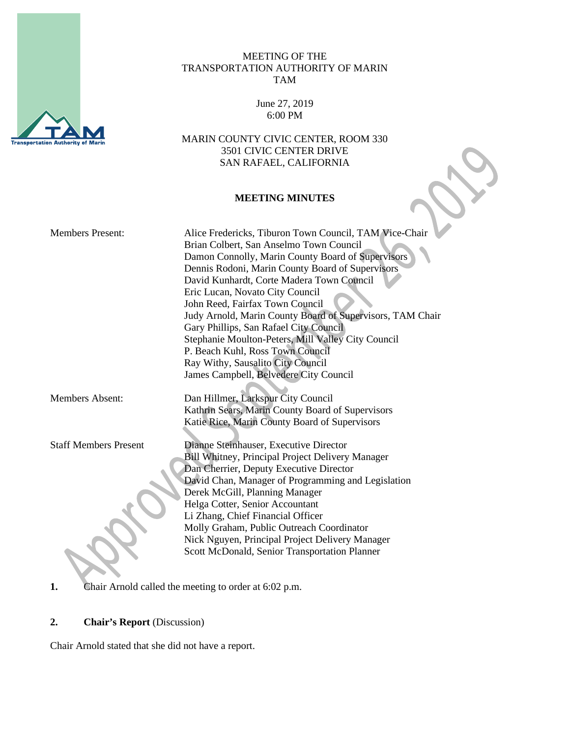MEETING OF THE
TRANSPORTATION AUTHORITY OF MARIN
TAM

June 27, 2019
6:00 PM

MARIN COUNTY CIVIC CENTER, ROOM 330
3501 CIVIC CENTER DRIVE
SAN RAFAEL, CALIFORNIA

**MEETING MINUTES**

| | |
|---|---|
| Members Present: | Alice Fredericks, Tiburon Town Council, TAM Vice-Chair<br>Brian Colbert, San Anselmo Town Council<br>Damon Connolly, Marin County Board of Supervisors<br>Dennis Rodoni, Marin County Board of Supervisors<br>David Kunhardt, Corte Madera Town Council<br>Eric Lucan, Novato City Council<br>John Reed, Fairfax Town Council<br>Judy Arnold, Marin County Board of Supervisors, TAM Chair<br>Gary Phillips, San Rafael City Council<br>Stephanie Moulton-Peters, Mill Valley City Council<br>P. Beach Kuhl, Ross Town Council<br>Ray Withy, Sausalito City Council<br>James Campbell, Belvedere City Council |
| Members Absent: | Dan Hillmer, Larkspur City Council<br>Kathrin Sears, Marin County Board of Supervisors<br>Katie Rice, Marin County Board of Supervisors |
| Staff Members Present | Dianne Steinhauser, Executive Director<br>Bill Whitney, Principal Project Delivery Manager<br>Dan Cherrier, Deputy Executive Director<br>David Chan, Manager of Programming and Legislation<br>Derek McGill, Planning Manager<br>Helga Cotter, Senior Accountant<br>Li Zhang, Chief Financial Officer<br>Molly Graham, Public Outreach Coordinator<br>Nick Nguyen, Principal Project Delivery Manager<br>Scott McDonald, Senior Transportation Planner |

**1.** Chair Arnold called the meeting to order at 6:02 p.m.

**2. Chair's Report** (Discussion)

Chair Arnold stated that she did not have a report.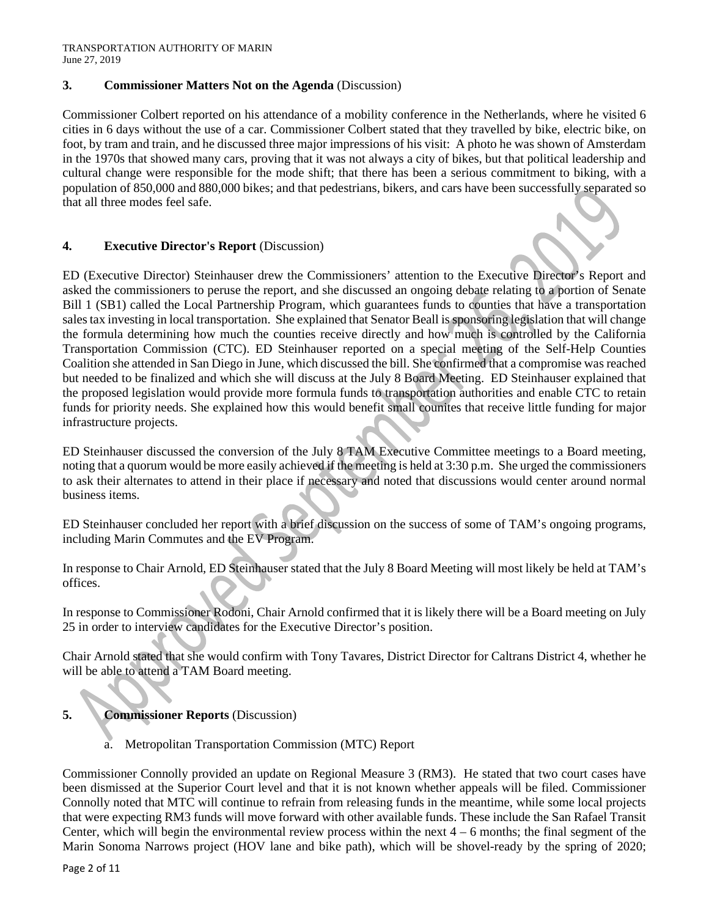## 3. Commissioner Matters Not on the Agenda (Discussion)

Commissioner Colbert reported on his attendance of a mobility conference in the Netherlands, where he visited 6 cities in 6 days without the use of a car. Commissioner Colbert stated that they travelled by bike, electric bike, on foot, by tram and train, and he discussed three major impressions of his visit: A photo he was shown of Amsterdam in the 1970s that showed many cars, proving that it was not always a city of bikes, but that political leadership and cultural change were responsible for the mode shift; that there has been a serious commitment to biking, with a population of 850,000 and 880,000 bikes; and that pedestrians, bikers, and cars have been successfully separated so that all three modes feel safe.

## 4. Executive Director's Report (Discussion)

ED (Executive Director) Steinhauser drew the Commissioners' attention to the Executive Director's Report and asked the commissioners to peruse the report, and she discussed an ongoing debate relating to a portion of Senate Bill 1 (SB1) called the Local Partnership Program, which guarantees funds to counties that have a transportation sales tax investing in local transportation. She explained that Senator Beall is sponsoring legislation that will change the formula determining how much the counties receive directly and how much is controlled by the California Transportation Commission (CTC). ED Steinhauser reported on a special meeting of the Self-Help Counties Coalition she attended in San Diego in June, which discussed the bill. She confirmed that a compromise was reached but needed to be finalized and which she will discuss at the July 8 Board Meeting. ED Steinhauser explained that the proposed legislation would provide more formula funds to transportation authorities and enable CTC to retain funds for priority needs. She explained how this would benefit small counites that receive little funding for major infrastructure projects.

ED Steinhauser discussed the conversion of the July 8 TAM Executive Committee meetings to a Board meeting, noting that a quorum would be more easily achieved if the meeting is held at 3:30 p.m. She urged the commissioners to ask their alternates to attend in their place if necessary and noted that discussions would center around normal business items.

ED Steinhauser concluded her report with a brief discussion on the success of some of TAM's ongoing programs, including Marin Commutes and the EV Program.

In response to Chair Arnold, ED Steinhauser stated that the July 8 Board Meeting will most likely be held at TAM's offices.

In response to Commissioner Rodoni, Chair Arnold confirmed that it is likely there will be a Board meeting on July 25 in order to interview candidates for the Executive Director's position.

Chair Arnold stated that she would confirm with Tony Tavares, District Director for Caltrans District 4, whether he will be able to attend a TAM Board meeting.

## 5. Commissioner Reports (Discussion)

a. Metropolitan Transportation Commission (MTC) Report

Commissioner Connolly provided an update on Regional Measure 3 (RM3). He stated that two court cases have been dismissed at the Superior Court level and that it is not known whether appeals will be filed. Commissioner Connolly noted that MTC will continue to refrain from releasing funds in the meantime, while some local projects that were expecting RM3 funds will move forward with other available funds. These include the San Rafael Transit Center, which will begin the environmental review process within the next 4 – 6 months; the final segment of the Marin Sonoma Narrows project (HOV lane and bike path), which will be shovel-ready by the spring of 2020;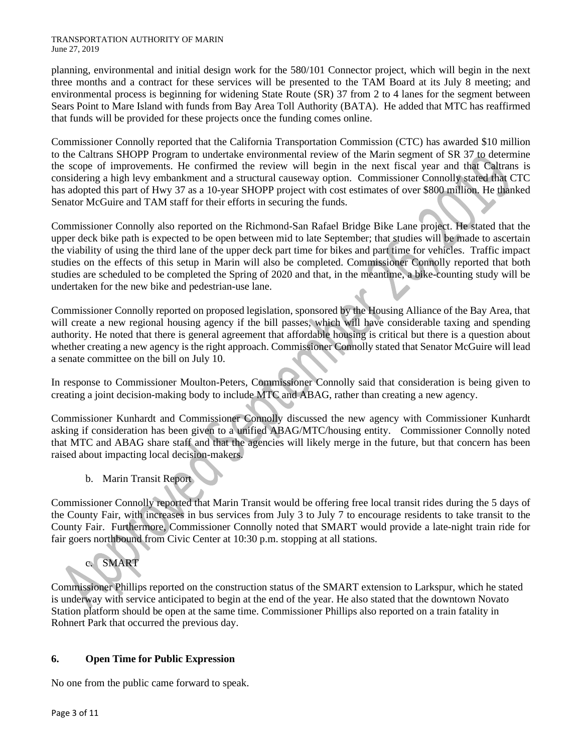planning, environmental and initial design work for the 580/101 Connector project, which will begin in the next three months and a contract for these services will be presented to the TAM Board at its July 8 meeting; and environmental process is beginning for widening State Route (SR) 37 from 2 to 4 lanes for the segment between Sears Point to Mare Island with funds from Bay Area Toll Authority (BATA). He added that MTC has reaffirmed that funds will be provided for these projects once the funding comes online.

Commissioner Connolly reported that the California Transportation Commission (CTC) has awarded $10 million to the Caltrans SHOPP Program to undertake environmental review of the Marin segment of SR 37 to determine the scope of improvements. He confirmed the review will begin in the next fiscal year and that Caltrans is considering a high levy embankment and a structural causeway option. Commissioner Connolly stated that CTC has adopted this part of Hwy 37 as a 10-year SHOPP project with cost estimates of over $800 million. He thanked Senator McGuire and TAM staff for their efforts in securing the funds.

Commissioner Connolly also reported on the Richmond-San Rafael Bridge Bike Lane project. He stated that the upper deck bike path is expected to be open between mid to late September; that studies will be made to ascertain the viability of using the third lane of the upper deck part time for bikes and part time for vehicles. Traffic impact studies on the effects of this setup in Marin will also be completed. Commissioner Connolly reported that both studies are scheduled to be completed the Spring of 2020 and that, in the meantime, a bike-counting study will be undertaken for the new bike and pedestrian-use lane.

Commissioner Connolly reported on proposed legislation, sponsored by the Housing Alliance of the Bay Area, that will create a new regional housing agency if the bill passes, which will have considerable taxing and spending authority. He noted that there is general agreement that affordable housing is critical but there is a question about whether creating a new agency is the right approach. Commissioner Connolly stated that Senator McGuire will lead a senate committee on the bill on July 10.

In response to Commissioner Moulton-Peters, Commissioner Connolly said that consideration is being given to creating a joint decision-making body to include MTC and ABAG, rather than creating a new agency.

Commissioner Kunhardt and Commissioner Connolly discussed the new agency with Commissioner Kunhardt asking if consideration has been given to a unified ABAG/MTC/housing entity. Commissioner Connolly noted that MTC and ABAG share staff and that the agencies will likely merge in the future, but that concern has been raised about impacting local decision-makers.

b. Marin Transit Report

Commissioner Connolly reported that Marin Transit would be offering free local transit rides during the 5 days of the County Fair, with increases in bus services from July 3 to July 7 to encourage residents to take transit to the County Fair. Furthermore, Commissioner Connolly noted that SMART would provide a late-night train ride for fair goers northbound from Civic Center at 10:30 p.m. stopping at all stations.

c. SMART

Commissioner Phillips reported on the construction status of the SMART extension to Larkspur, which he stated is underway with service anticipated to begin at the end of the year. He also stated that the downtown Novato Station platform should be open at the same time. Commissioner Phillips also reported on a train fatality in Rohnert Park that occurred the previous day.

## 6. Open Time for Public Expression

No one from the public came forward to speak.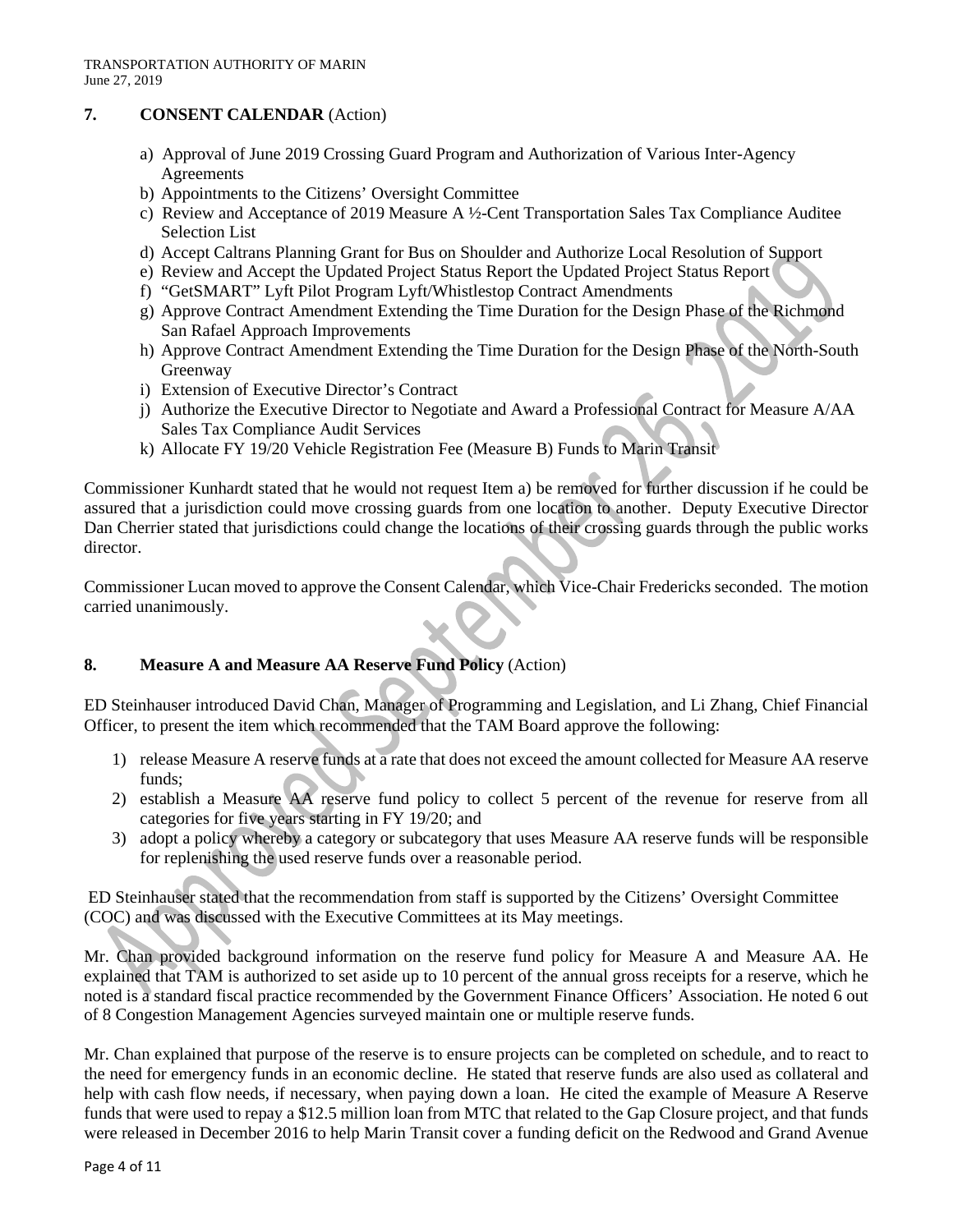## 7. CONSENT CALENDAR (Action)

a) Approval of June 2019 Crossing Guard Program and Authorization of Various Inter-Agency Agreements
b) Appointments to the Citizens' Oversight Committee
c) Review and Acceptance of 2019 Measure A ½-Cent Transportation Sales Tax Compliance Auditee Selection List
d) Accept Caltrans Planning Grant for Bus on Shoulder and Authorize Local Resolution of Support
e) Review and Accept the Updated Project Status Report the Updated Project Status Report
f) "GetSMART" Lyft Pilot Program Lyft/Whistlestop Contract Amendments
g) Approve Contract Amendment Extending the Time Duration for the Design Phase of the Richmond San Rafael Approach Improvements
h) Approve Contract Amendment Extending the Time Duration for the Design Phase of the North-South Greenway
i) Extension of Executive Director's Contract
j) Authorize the Executive Director to Negotiate and Award a Professional Contract for Measure A/AA Sales Tax Compliance Audit Services
k) Allocate FY 19/20 Vehicle Registration Fee (Measure B) Funds to Marin Transit

Commissioner Kunhardt stated that he would not request Item a) be removed for further discussion if he could be assured that a jurisdiction could move crossing guards from one location to another. Deputy Executive Director Dan Cherrier stated that jurisdictions could change the locations of their crossing guards through the public works director.

Commissioner Lucan moved to approve the Consent Calendar, which Vice-Chair Fredericks seconded. The motion carried unanimously.

## 8. Measure A and Measure AA Reserve Fund Policy (Action)

ED Steinhauser introduced David Chan, Manager of Programming and Legislation, and Li Zhang, Chief Financial Officer, to present the item which recommended that the TAM Board approve the following:

1) release Measure A reserve funds at a rate that does not exceed the amount collected for Measure AA reserve funds;
2) establish a Measure AA reserve fund policy to collect 5 percent of the revenue for reserve from all categories for five years starting in FY 19/20; and
3) adopt a policy whereby a category or subcategory that uses Measure AA reserve funds will be responsible for replenishing the used reserve funds over a reasonable period.

ED Steinhauser stated that the recommendation from staff is supported by the Citizens' Oversight Committee (COC) and was discussed with the Executive Committees at its May meetings.

Mr. Chan provided background information on the reserve fund policy for Measure A and Measure AA. He explained that TAM is authorized to set aside up to 10 percent of the annual gross receipts for a reserve, which he noted is a standard fiscal practice recommended by the Government Finance Officers' Association. He noted 6 out of 8 Congestion Management Agencies surveyed maintain one or multiple reserve funds.

Mr. Chan explained that purpose of the reserve is to ensure projects can be completed on schedule, and to react to the need for emergency funds in an economic decline. He stated that reserve funds are also used as collateral and help with cash flow needs, if necessary, when paying down a loan. He cited the example of Measure A Reserve funds that were used to repay a $12.5 million loan from MTC that related to the Gap Closure project, and that funds were released in December 2016 to help Marin Transit cover a funding deficit on the Redwood and Grand Avenue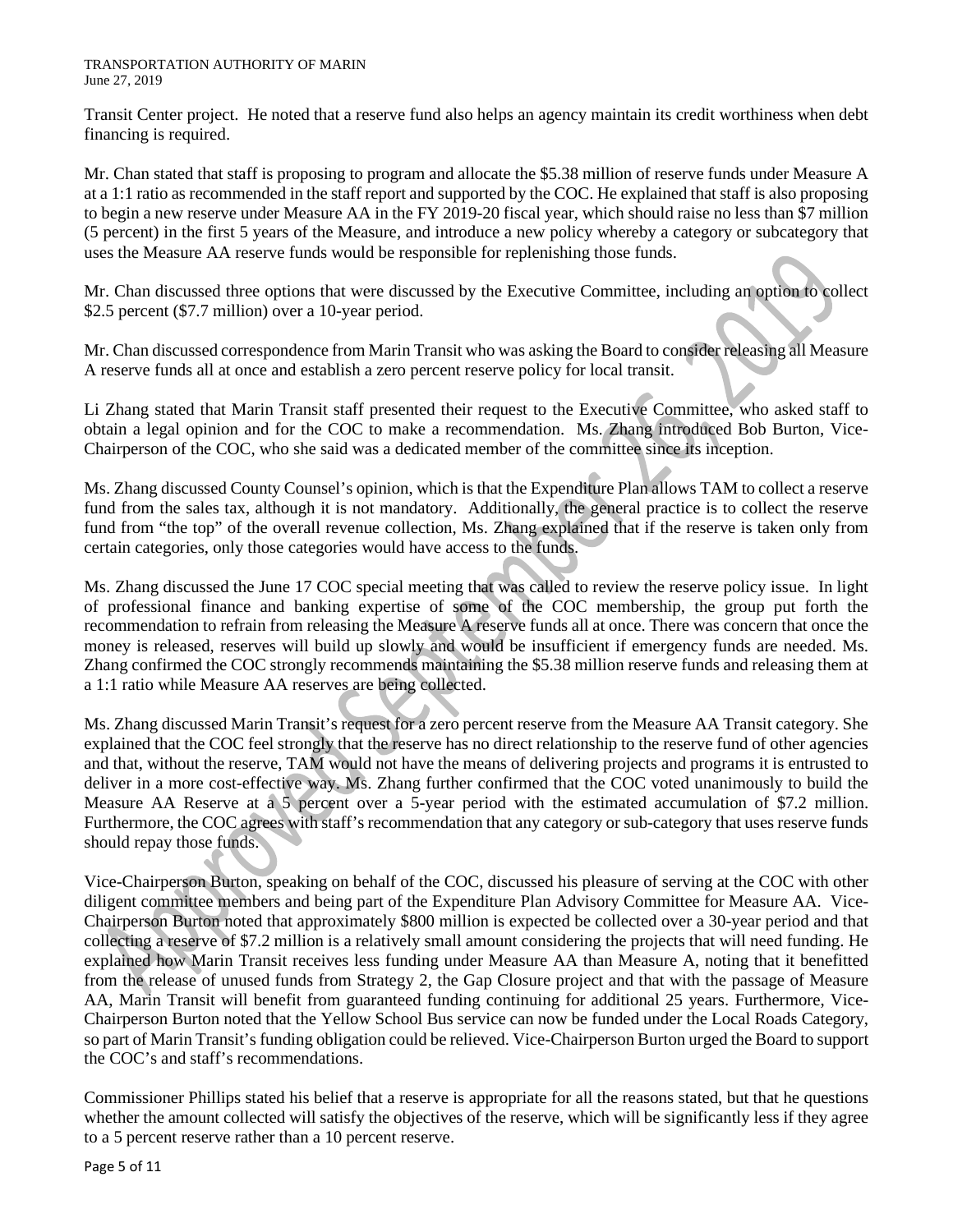Transit Center project. He noted that a reserve fund also helps an agency maintain its credit worthiness when debt financing is required.

Mr. Chan stated that staff is proposing to program and allocate the $5.38 million of reserve funds under Measure A at a 1:1 ratio as recommended in the staff report and supported by the COC. He explained that staff is also proposing to begin a new reserve under Measure AA in the FY 2019-20 fiscal year, which should raise no less than $7 million (5 percent) in the first 5 years of the Measure, and introduce a new policy whereby a category or subcategory that uses the Measure AA reserve funds would be responsible for replenishing those funds.

Mr. Chan discussed three options that were discussed by the Executive Committee, including an option to collect $2.5 percent ($7.7 million) over a 10-year period.

Mr. Chan discussed correspondence from Marin Transit who was asking the Board to consider releasing all Measure A reserve funds all at once and establish a zero percent reserve policy for local transit.

Li Zhang stated that Marin Transit staff presented their request to the Executive Committee, who asked staff to obtain a legal opinion and for the COC to make a recommendation. Ms. Zhang introduced Bob Burton, Vice-Chairperson of the COC, who she said was a dedicated member of the committee since its inception.

Ms. Zhang discussed County Counsel's opinion, which is that the Expenditure Plan allows TAM to collect a reserve fund from the sales tax, although it is not mandatory. Additionally, the general practice is to collect the reserve fund from "the top" of the overall revenue collection, Ms. Zhang explained that if the reserve is taken only from certain categories, only those categories would have access to the funds.

Ms. Zhang discussed the June 17 COC special meeting that was called to review the reserve policy issue. In light of professional finance and banking expertise of some of the COC membership, the group put forth the recommendation to refrain from releasing the Measure A reserve funds all at once. There was concern that once the money is released, reserves will build up slowly and would be insufficient if emergency funds are needed. Ms. Zhang confirmed the COC strongly recommends maintaining the $5.38 million reserve funds and releasing them at a 1:1 ratio while Measure AA reserves are being collected.

Ms. Zhang discussed Marin Transit's request for a zero percent reserve from the Measure AA Transit category. She explained that the COC feel strongly that the reserve has no direct relationship to the reserve fund of other agencies and that, without the reserve, TAM would not have the means of delivering projects and programs it is entrusted to deliver in a more cost-effective way. Ms. Zhang further confirmed that the COC voted unanimously to build the Measure AA Reserve at a 5 percent over a 5-year period with the estimated accumulation of $7.2 million. Furthermore, the COC agrees with staff's recommendation that any category or sub-category that uses reserve funds should repay those funds.

Vice-Chairperson Burton, speaking on behalf of the COC, discussed his pleasure of serving at the COC with other diligent committee members and being part of the Expenditure Plan Advisory Committee for Measure AA. Vice-Chairperson Burton noted that approximately $800 million is expected be collected over a 30-year period and that collecting a reserve of $7.2 million is a relatively small amount considering the projects that will need funding. He explained how Marin Transit receives less funding under Measure AA than Measure A, noting that it benefitted from the release of unused funds from Strategy 2, the Gap Closure project and that with the passage of Measure AA, Marin Transit will benefit from guaranteed funding continuing for additional 25 years. Furthermore, Vice-Chairperson Burton noted that the Yellow School Bus service can now be funded under the Local Roads Category, so part of Marin Transit's funding obligation could be relieved. Vice-Chairperson Burton urged the Board to support the COC's and staff's recommendations.

Commissioner Phillips stated his belief that a reserve is appropriate for all the reasons stated, but that he questions whether the amount collected will satisfy the objectives of the reserve, which will be significantly less if they agree to a 5 percent reserve rather than a 10 percent reserve.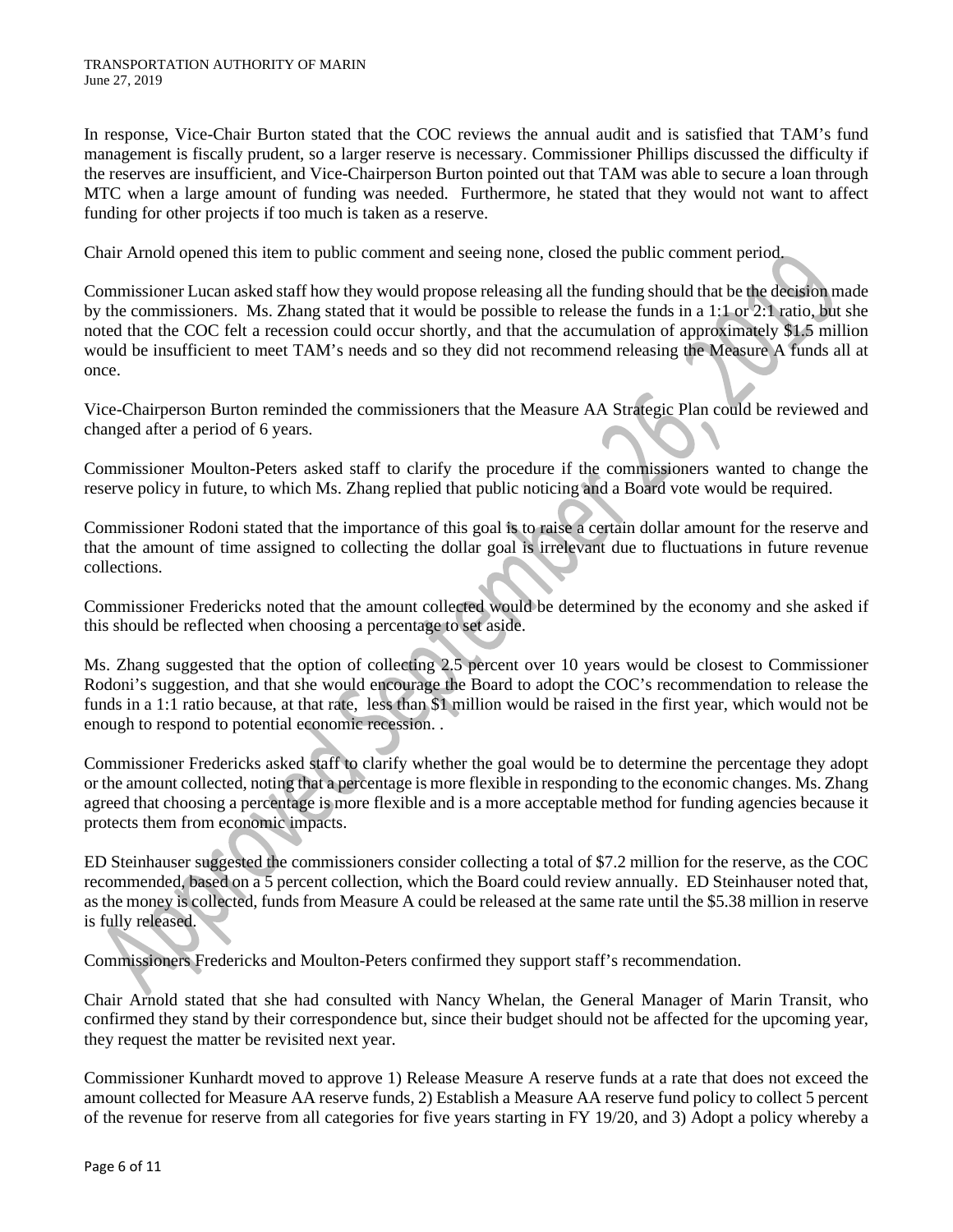In response, Vice-Chair Burton stated that the COC reviews the annual audit and is satisfied that TAM's fund management is fiscally prudent, so a larger reserve is necessary. Commissioner Phillips discussed the difficulty if the reserves are insufficient, and Vice-Chairperson Burton pointed out that TAM was able to secure a loan through MTC when a large amount of funding was needed. Furthermore, he stated that they would not want to affect funding for other projects if too much is taken as a reserve.

Chair Arnold opened this item to public comment and seeing none, closed the public comment period.

Commissioner Lucan asked staff how they would propose releasing all the funding should that be the decision made by the commissioners. Ms. Zhang stated that it would be possible to release the funds in a 1:1 or 2:1 ratio, but she noted that the COC felt a recession could occur shortly, and that the accumulation of approximately $1.5 million would be insufficient to meet TAM's needs and so they did not recommend releasing the Measure A funds all at once.

Vice-Chairperson Burton reminded the commissioners that the Measure AA Strategic Plan could be reviewed and changed after a period of 6 years.

Commissioner Moulton-Peters asked staff to clarify the procedure if the commissioners wanted to change the reserve policy in future, to which Ms. Zhang replied that public noticing and a Board vote would be required.

Commissioner Rodoni stated that the importance of this goal is to raise a certain dollar amount for the reserve and that the amount of time assigned to collecting the dollar goal is irrelevant due to fluctuations in future revenue collections.

Commissioner Fredericks noted that the amount collected would be determined by the economy and she asked if this should be reflected when choosing a percentage to set aside.

Ms. Zhang suggested that the option of collecting 2.5 percent over 10 years would be closest to Commissioner Rodoni's suggestion, and that she would encourage the Board to adopt the COC's recommendation to release the funds in a 1:1 ratio because, at that rate, less than $1 million would be raised in the first year, which would not be enough to respond to potential economic recession. .

Commissioner Fredericks asked staff to clarify whether the goal would be to determine the percentage they adopt or the amount collected, noting that a percentage is more flexible in responding to the economic changes. Ms. Zhang agreed that choosing a percentage is more flexible and is a more acceptable method for funding agencies because it protects them from economic impacts.

ED Steinhauser suggested the commissioners consider collecting a total of $7.2 million for the reserve, as the COC recommended, based on a 5 percent collection, which the Board could review annually. ED Steinhauser noted that, as the money is collected, funds from Measure A could be released at the same rate until the $5.38 million in reserve is fully released.

Commissioners Fredericks and Moulton-Peters confirmed they support staff's recommendation.

Chair Arnold stated that she had consulted with Nancy Whelan, the General Manager of Marin Transit, who confirmed they stand by their correspondence but, since their budget should not be affected for the upcoming year, they request the matter be revisited next year.

Commissioner Kunhardt moved to approve 1) Release Measure A reserve funds at a rate that does not exceed the amount collected for Measure AA reserve funds, 2) Establish a Measure AA reserve fund policy to collect 5 percent of the revenue for reserve from all categories for five years starting in FY 19/20, and 3) Adopt a policy whereby a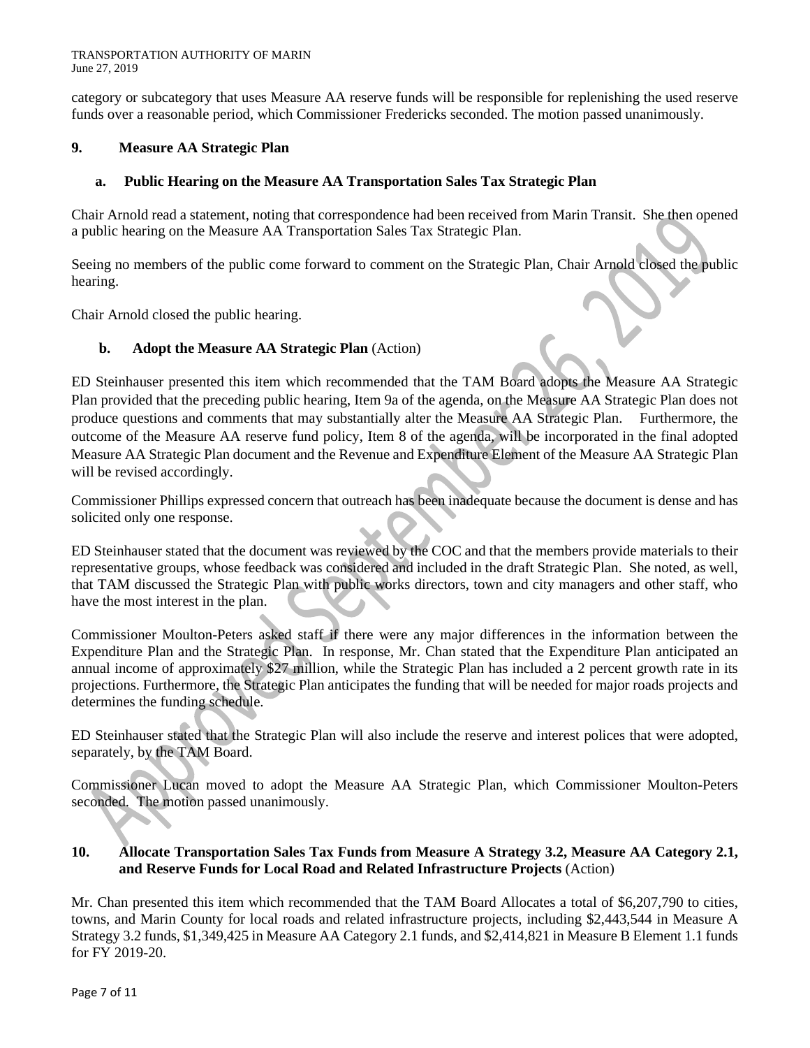category or subcategory that uses Measure AA reserve funds will be responsible for replenishing the used reserve funds over a reasonable period, which Commissioner Fredericks seconded. The motion passed unanimously.

## 9. Measure AA Strategic Plan

### a. Public Hearing on the Measure AA Transportation Sales Tax Strategic Plan

Chair Arnold read a statement, noting that correspondence had been received from Marin Transit. She then opened a public hearing on the Measure AA Transportation Sales Tax Strategic Plan.

Seeing no members of the public come forward to comment on the Strategic Plan, Chair Arnold closed the public hearing.

Chair Arnold closed the public hearing.

### b. Adopt the Measure AA Strategic Plan (Action)

ED Steinhauser presented this item which recommended that the TAM Board adopts the Measure AA Strategic Plan provided that the preceding public hearing, Item 9a of the agenda, on the Measure AA Strategic Plan does not produce questions and comments that may substantially alter the Measure AA Strategic Plan. Furthermore, the outcome of the Measure AA reserve fund policy, Item 8 of the agenda, will be incorporated in the final adopted Measure AA Strategic Plan document and the Revenue and Expenditure Element of the Measure AA Strategic Plan will be revised accordingly.

Commissioner Phillips expressed concern that outreach has been inadequate because the document is dense and has solicited only one response.

ED Steinhauser stated that the document was reviewed by the COC and that the members provide materials to their representative groups, whose feedback was considered and included in the draft Strategic Plan. She noted, as well, that TAM discussed the Strategic Plan with public works directors, town and city managers and other staff, who have the most interest in the plan.

Commissioner Moulton-Peters asked staff if there were any major differences in the information between the Expenditure Plan and the Strategic Plan. In response, Mr. Chan stated that the Expenditure Plan anticipated an annual income of approximately $27 million, while the Strategic Plan has included a 2 percent growth rate in its projections. Furthermore, the Strategic Plan anticipates the funding that will be needed for major roads projects and determines the funding schedule.

ED Steinhauser stated that the Strategic Plan will also include the reserve and interest polices that were adopted, separately, by the TAM Board.

Commissioner Lucan moved to adopt the Measure AA Strategic Plan, which Commissioner Moulton-Peters seconded. The motion passed unanimously.

## 10. Allocate Transportation Sales Tax Funds from Measure A Strategy 3.2, Measure AA Category 2.1, and Reserve Funds for Local Road and Related Infrastructure Projects (Action)

Mr. Chan presented this item which recommended that the TAM Board Allocates a total of $6,207,790 to cities, towns, and Marin County for local roads and related infrastructure projects, including $2,443,544 in Measure A Strategy 3.2 funds, $1,349,425 in Measure AA Category 2.1 funds, and $2,414,821 in Measure B Element 1.1 funds for FY 2019-20.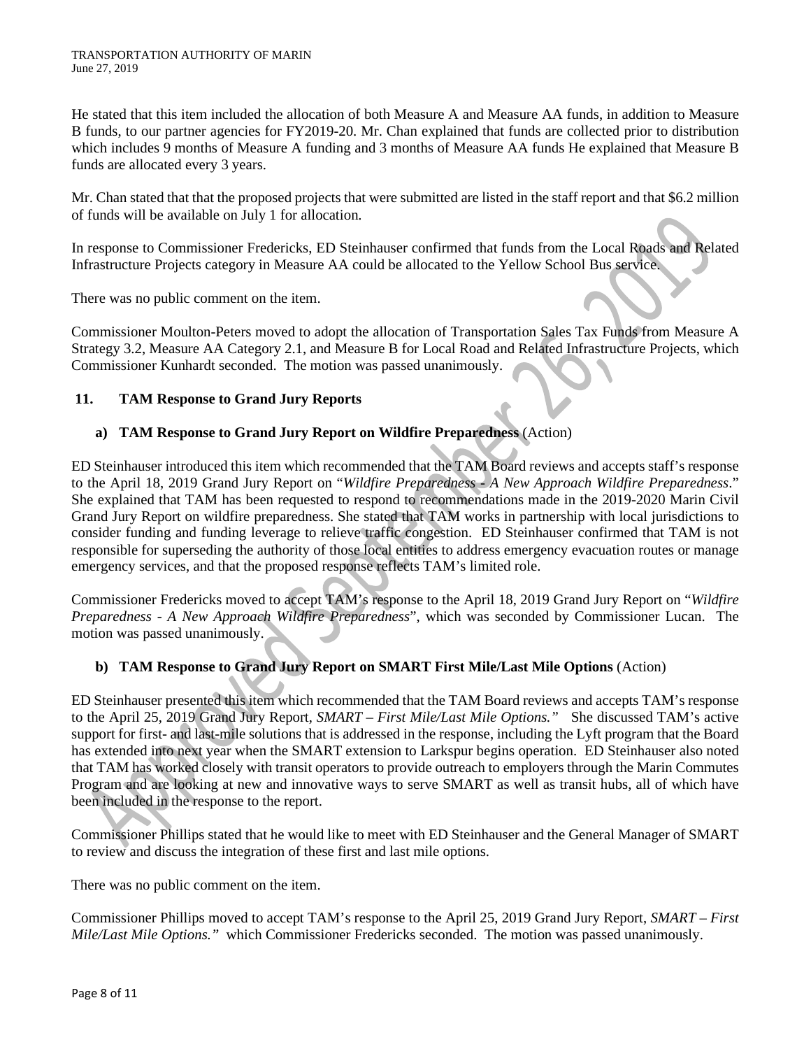He stated that this item included the allocation of both Measure A and Measure AA funds, in addition to Measure B funds, to our partner agencies for FY2019-20. Mr. Chan explained that funds are collected prior to distribution which includes 9 months of Measure A funding and 3 months of Measure AA funds He explained that Measure B funds are allocated every 3 years.

Mr. Chan stated that that the proposed projects that were submitted are listed in the staff report and that $6.2 million of funds will be available on July 1 for allocation.

In response to Commissioner Fredericks, ED Steinhauser confirmed that funds from the Local Roads and Related Infrastructure Projects category in Measure AA could be allocated to the Yellow School Bus service.

There was no public comment on the item.

Commissioner Moulton-Peters moved to adopt the allocation of Transportation Sales Tax Funds from Measure A Strategy 3.2, Measure AA Category 2.1, and Measure B for Local Road and Related Infrastructure Projects, which Commissioner Kunhardt seconded. The motion was passed unanimously.

## 11. TAM Response to Grand Jury Reports

### a) TAM Response to Grand Jury Report on Wildfire Preparedness (Action)

ED Steinhauser introduced this item which recommended that the TAM Board reviews and accepts staff's response to the April 18, 2019 Grand Jury Report on "*Wildfire Preparedness - A New Approach Wildfire Preparedness*." She explained that TAM has been requested to respond to recommendations made in the 2019-2020 Marin Civil Grand Jury Report on wildfire preparedness. She stated that TAM works in partnership with local jurisdictions to consider funding and funding leverage to relieve traffic congestion. ED Steinhauser confirmed that TAM is not responsible for superseding the authority of those local entities to address emergency evacuation routes or manage emergency services, and that the proposed response reflects TAM's limited role.

Commissioner Fredericks moved to accept TAM's response to the April 18, 2019 Grand Jury Report on "*Wildfire Preparedness - A New Approach Wildfire Preparedness*", which was seconded by Commissioner Lucan. The motion was passed unanimously.

### b) TAM Response to Grand Jury Report on SMART First Mile/Last Mile Options (Action)

ED Steinhauser presented this item which recommended that the TAM Board reviews and accepts TAM's response to the April 25, 2019 Grand Jury Report, *SMART – First Mile/Last Mile Options."* She discussed TAM's active support for first- and last-mile solutions that is addressed in the response, including the Lyft program that the Board has extended into next year when the SMART extension to Larkspur begins operation. ED Steinhauser also noted that TAM has worked closely with transit operators to provide outreach to employers through the Marin Commutes Program and are looking at new and innovative ways to serve SMART as well as transit hubs, all of which have been included in the response to the report.

Commissioner Phillips stated that he would like to meet with ED Steinhauser and the General Manager of SMART to review and discuss the integration of these first and last mile options.

There was no public comment on the item.

Commissioner Phillips moved to accept TAM's response to the April 25, 2019 Grand Jury Report, *SMART – First Mile/Last Mile Options."* which Commissioner Fredericks seconded. The motion was passed unanimously.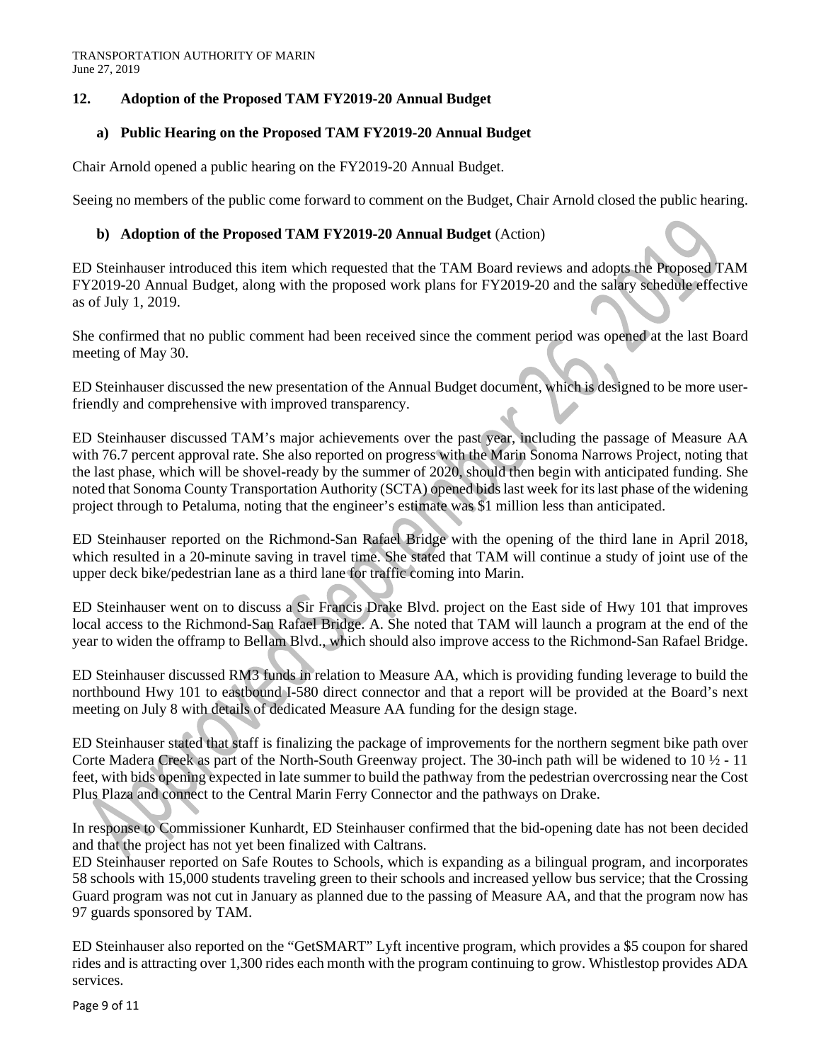## 12. Adoption of the Proposed TAM FY2019-20 Annual Budget

### a) Public Hearing on the Proposed TAM FY2019-20 Annual Budget

Chair Arnold opened a public hearing on the FY2019-20 Annual Budget.

Seeing no members of the public come forward to comment on the Budget, Chair Arnold closed the public hearing.

### b) Adoption of the Proposed TAM FY2019-20 Annual Budget (Action)

ED Steinhauser introduced this item which requested that the TAM Board reviews and adopts the Proposed TAM FY2019-20 Annual Budget, along with the proposed work plans for FY2019-20 and the salary schedule effective as of July 1, 2019.

She confirmed that no public comment had been received since the comment period was opened at the last Board meeting of May 30.

ED Steinhauser discussed the new presentation of the Annual Budget document, which is designed to be more user-friendly and comprehensive with improved transparency.

ED Steinhauser discussed TAM's major achievements over the past year, including the passage of Measure AA with 76.7 percent approval rate. She also reported on progress with the Marin Sonoma Narrows Project, noting that the last phase, which will be shovel-ready by the summer of 2020, should then begin with anticipated funding. She noted that Sonoma County Transportation Authority (SCTA) opened bids last week for its last phase of the widening project through to Petaluma, noting that the engineer's estimate was $1 million less than anticipated.

ED Steinhauser reported on the Richmond-San Rafael Bridge with the opening of the third lane in April 2018, which resulted in a 20-minute saving in travel time. She stated that TAM will continue a study of joint use of the upper deck bike/pedestrian lane as a third lane for traffic coming into Marin.

ED Steinhauser went on to discuss a Sir Francis Drake Blvd. project on the East side of Hwy 101 that improves local access to the Richmond-San Rafael Bridge. A. She noted that TAM will launch a program at the end of the year to widen the offramp to Bellam Blvd., which should also improve access to the Richmond-San Rafael Bridge.

ED Steinhauser discussed RM3 funds in relation to Measure AA, which is providing funding leverage to build the northbound Hwy 101 to eastbound I-580 direct connector and that a report will be provided at the Board's next meeting on July 8 with details of dedicated Measure AA funding for the design stage.

ED Steinhauser stated that staff is finalizing the package of improvements for the northern segment bike path over Corte Madera Creek as part of the North-South Greenway project. The 30-inch path will be widened to 10 ½ - 11 feet, with bids opening expected in late summer to build the pathway from the pedestrian overcrossing near the Cost Plus Plaza and connect to the Central Marin Ferry Connector and the pathways on Drake.

In response to Commissioner Kunhardt, ED Steinhauser confirmed that the bid-opening date has not been decided and that the project has not yet been finalized with Caltrans.

ED Steinhauser reported on Safe Routes to Schools, which is expanding as a bilingual program, and incorporates 58 schools with 15,000 students traveling green to their schools and increased yellow bus service; that the Crossing Guard program was not cut in January as planned due to the passing of Measure AA, and that the program now has 97 guards sponsored by TAM.

ED Steinhauser also reported on the "GetSMART" Lyft incentive program, which provides a $5 coupon for shared rides and is attracting over 1,300 rides each month with the program continuing to grow. Whistlestop provides ADA services.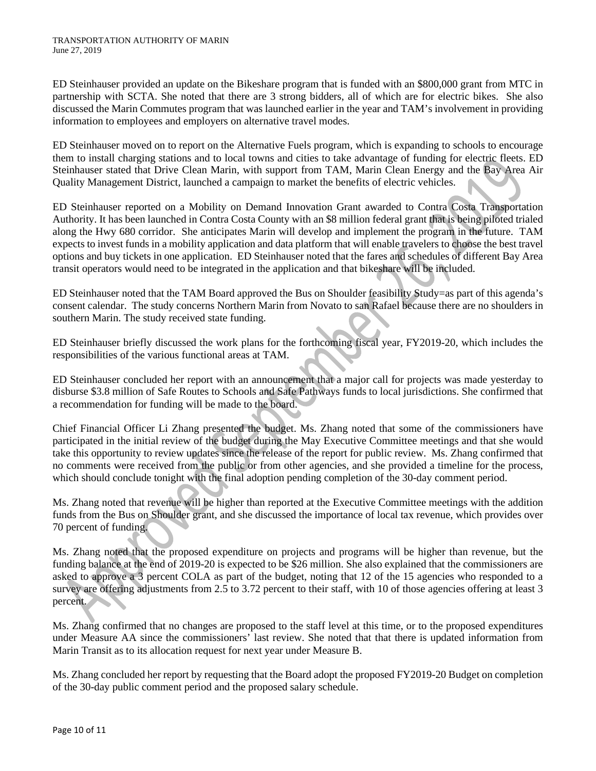ED Steinhauser provided an update on the Bikeshare program that is funded with an $800,000 grant from MTC in partnership with SCTA. She noted that there are 3 strong bidders, all of which are for electric bikes. She also discussed the Marin Commutes program that was launched earlier in the year and TAM's involvement in providing information to employees and employers on alternative travel modes.

ED Steinhauser moved on to report on the Alternative Fuels program, which is expanding to schools to encourage them to install charging stations and to local towns and cities to take advantage of funding for electric fleets. ED Steinhauser stated that Drive Clean Marin, with support from TAM, Marin Clean Energy and the Bay Area Air Quality Management District, launched a campaign to market the benefits of electric vehicles.

ED Steinhauser reported on a Mobility on Demand Innovation Grant awarded to Contra Costa Transportation Authority. It has been launched in Contra Costa County with an $8 million federal grant that is being piloted trialed along the Hwy 680 corridor. She anticipates Marin will develop and implement the program in the future. TAM expects to invest funds in a mobility application and data platform that will enable travelers to choose the best travel options and buy tickets in one application. ED Steinhauser noted that the fares and schedules of different Bay Area transit operators would need to be integrated in the application and that bikeshare will be included.

ED Steinhauser noted that the TAM Board approved the Bus on Shoulder feasibility Study=as part of this agenda's consent calendar. The study concerns Northern Marin from Novato to san Rafael because there are no shoulders in southern Marin. The study received state funding.

ED Steinhauser briefly discussed the work plans for the forthcoming fiscal year, FY2019-20, which includes the responsibilities of the various functional areas at TAM.

ED Steinhauser concluded her report with an announcement that a major call for projects was made yesterday to disburse $3.8 million of Safe Routes to Schools and Safe Pathways funds to local jurisdictions. She confirmed that a recommendation for funding will be made to the board.

Chief Financial Officer Li Zhang presented the budget. Ms. Zhang noted that some of the commissioners have participated in the initial review of the budget during the May Executive Committee meetings and that she would take this opportunity to review updates since the release of the report for public review. Ms. Zhang confirmed that no comments were received from the public or from other agencies, and she provided a timeline for the process, which should conclude tonight with the final adoption pending completion of the 30-day comment period.

Ms. Zhang noted that revenue will be higher than reported at the Executive Committee meetings with the addition funds from the Bus on Shoulder grant, and she discussed the importance of local tax revenue, which provides over 70 percent of funding.

Ms. Zhang noted that the proposed expenditure on projects and programs will be higher than revenue, but the funding balance at the end of 2019-20 is expected to be $26 million. She also explained that the commissioners are asked to approve a 3 percent COLA as part of the budget, noting that 12 of the 15 agencies who responded to a survey are offering adjustments from 2.5 to 3.72 percent to their staff, with 10 of those agencies offering at least 3 percent.

Ms. Zhang confirmed that no changes are proposed to the staff level at this time, or to the proposed expenditures under Measure AA since the commissioners' last review. She noted that that there is updated information from Marin Transit as to its allocation request for next year under Measure B.

Ms. Zhang concluded her report by requesting that the Board adopt the proposed FY2019-20 Budget on completion of the 30-day public comment period and the proposed salary schedule.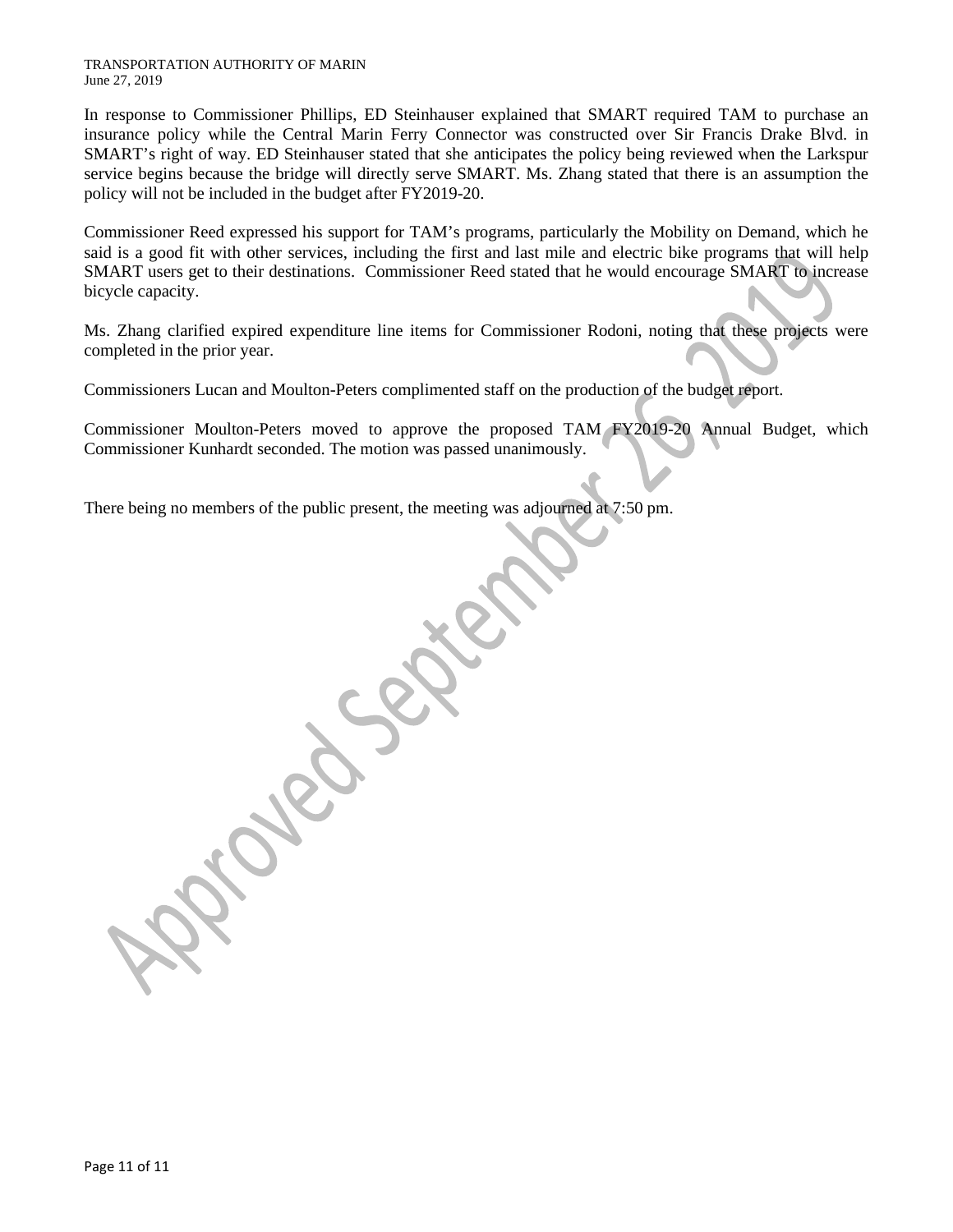In response to Commissioner Phillips, ED Steinhauser explained that SMART required TAM to purchase an insurance policy while the Central Marin Ferry Connector was constructed over Sir Francis Drake Blvd. in SMART's right of way. ED Steinhauser stated that she anticipates the policy being reviewed when the Larkspur service begins because the bridge will directly serve SMART. Ms. Zhang stated that there is an assumption the policy will not be included in the budget after FY2019-20.

Commissioner Reed expressed his support for TAM's programs, particularly the Mobility on Demand, which he said is a good fit with other services, including the first and last mile and electric bike programs that will help SMART users get to their destinations. Commissioner Reed stated that he would encourage SMART to increase bicycle capacity.

Ms. Zhang clarified expired expenditure line items for Commissioner Rodoni, noting that these projects were completed in the prior year.

Commissioners Lucan and Moulton-Peters complimented staff on the production of the budget report.

Commissioner Moulton-Peters moved to approve the proposed TAM FY2019-20 Annual Budget, which Commissioner Kunhardt seconded. The motion was passed unanimously.

There being no members of the public present, the meeting was adjourned at 7:50 pm.

Approved September 26, 2019